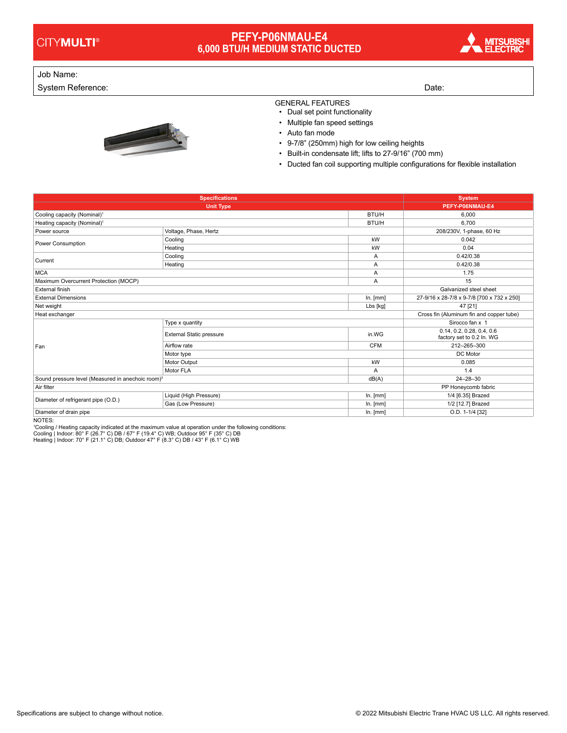# CITYMULTI®

## PEFY-P06NMAU-E4
## 6,000 BTU/H MEDIUM STATIC DUCTED

MITSUBISHI ELECTRIC

Job Name:

System Reference: Date:

GENERAL FEATURES

- Dual set point functionality
- Multiple fan speed settings
- Auto fan mode
- 9-7/8" (250mm) high for low ceiling heights
- Built-in condensate lift; lifts to 27-9/16" (700 mm)
- Ducted fan coil supporting multiple configurations for flexible installation

| Specifications | | | System |
|---|---|---|---|
| Unit Type | | | PEFY-P06NMAU-E4 |
| Cooling capacity (Nominal)[1] | | BTU/H | 6,000 |
| Heating capacity (Nominal)[1] | | BTU/H | 6,700 |
| Power source | Voltage, Phase, Hertz | | 208/230V, 1-phase, 60 Hz |
| Power Consumption | Cooling | kW | 0.042 |
| | Heating | kW | 0.04 |
| Current | Cooling | A | 0.42/0.38 |
| | Heating | A | 0.42/0.38 |
| MCA | | A | 1.75 |
| Maximum Overcurrent Protection (MOCP) | | A | 15 |
| External finish | | | Galvanized steel sheet |
| External Dimensions | | In. [mm] | 27-9/16 x 28-7/8 x 9-7/8 [700 x 732 x 250] |
| Net weight | | Lbs [kg] | 47 [21] |
| Heat exchanger | | | Cross fin (Aluminum fin and copper tube) |
| Fan | Type x quantity | | Sirocco fan x 1 |
| | External Static pressure | in.WG | 0.14, 0.2, 0.28, 0.4, 0.6 factory set to 0.2 In. WG |
| | Airflow rate | CFM | 212–265–300 |
| | Motor type | | DC Motor |
| | Motor Output | kW | 0.085 |
| | Motor FLA | A | 1.4 |
| Sound pressure level (Measured in anechoic room)[3] | | dB(A) | 24–28–30 |
| Air filter | | | PP Honeycomb fabric |
| Diameter of refrigerant pipe (O.D.) | Liquid (High Pressure) | In. [mm] | 1/4 [6.35] Brazed |
| | Gas (Low Pressure) | In. [mm] | 1/2 [12.7] Brazed |
| Diameter of drain pipe | | In. [mm] | O.D. 1-1/4 [32] |

NOTES:

[1]Cooling / Heating capacity indicated at the maximum value at operation under the following conditions:
Cooling | Indoor: 80° F (26.7° C) DB / 67° F (19.4° C) WB; Outdoor 95° F (35° C) DB
Heating | Indoor: 70° F (21.1° C) DB; Outdoor 47° F (8.3° C) DB / 43° F (6.1° C) WB

Specifications are subject to change without notice.

© 2022 Mitsubishi Electric Trane HVAC US LLC. All rights reserved.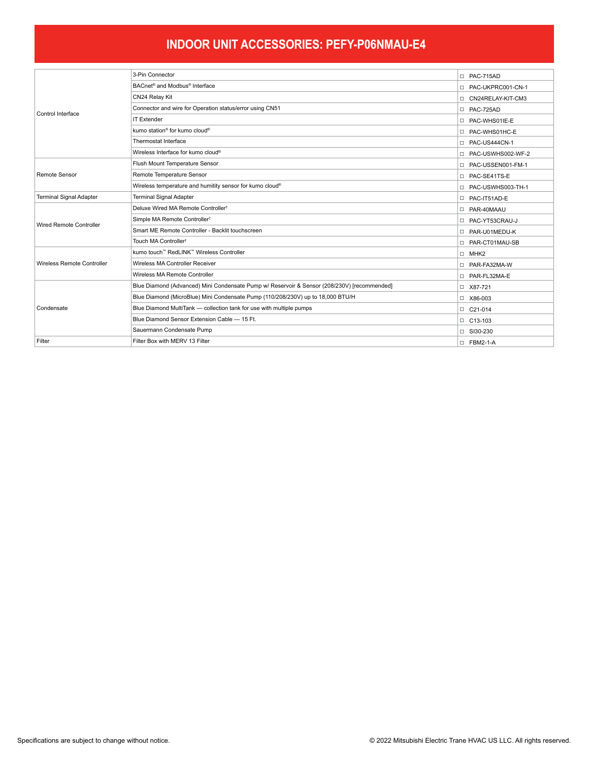# INDOOR UNIT ACCESSORIES: PEFY-P06NMAU-E4

| | | |
|---|---|---|
| Control Interface | 3-Pin Connector | ☐ PAC-715AD |
| | BACnet® and Modbus® Interface | ☐ PAC-UKPRC001-CN-1 |
| | CN24 Relay Kit | ☐ CN24RELAY-KIT-CM3 |
| | Connector and wire for Operation status/error using CN51 | ☐ PAC-725AD |
| | IT Extender | ☐ PAC-WHS01IE-E |
| | kumo station® for kumo cloud® | ☐ PAC-WHS01HC-E |
| | Thermostat Interface | ☐ PAC-US444CN-1 |
| | Wireless Interface for kumo cloud® | ☐ PAC-USWHS002-WF-2 |
| Remote Sensor | Flush Mount Temperature Sensor | ☐ PAC-USSEN001-FM-1 |
| | Remote Temperature Sensor | ☐ PAC-SE41TS-E |
| | Wireless temperature and humitity sensor for kumo cloud® | ☐ PAC-USWHS003-TH-1 |
| Terminal Signal Adapter | Terminal Signal Adapter | ☐ PAC-IT51AD-E |
| Wired Remote Controller | Deluxe Wired MA Remote Controller† | ☐ PAR-40MAAU |
| | Simple MA Remote Controller† | ☐ PAC-YT53CRAU-J |
| | Smart ME Remote Controller - Backlit touchscreen | ☐ PAR-U01MEDU-K |
| | Touch MA Controller† | ☐ PAR-CT01MAU-SB |
| Wireless Remote Controller | kumo touch™ RedLINK™ Wireless Controller | ☐ MHK2 |
| | Wireless MA Controller Receiver | ☐ PAR-FA32MA-W |
| | Wireless MA Remote Controller | ☐ PAR-FL32MA-E |
| Condensate | Blue Diamond (Advanced) Mini Condensate Pump w/ Reservoir & Sensor (208/230V) [recommended] | ☐ X87-721 |
| | Blue Diamond (MicroBlue) Mini Condensate Pump (110/208/230V) up to 18,000 BTU/H | ☐ X86-003 |
| | Blue Diamond MultiTank — collection tank for use with multiple pumps | ☐ C21-014 |
| | Blue Diamond Sensor Extension Cable — 15 Ft. | ☐ C13-103 |
| | Sauermann Condensate Pump | ☐ SI30-230 |
| Filter | Filter Box with MERV 13 Filter | ☐ FBM2-1-A |

Specifications are subject to change without notice.

© 2022 Mitsubishi Electric Trane HVAC US LLC. All rights reserved.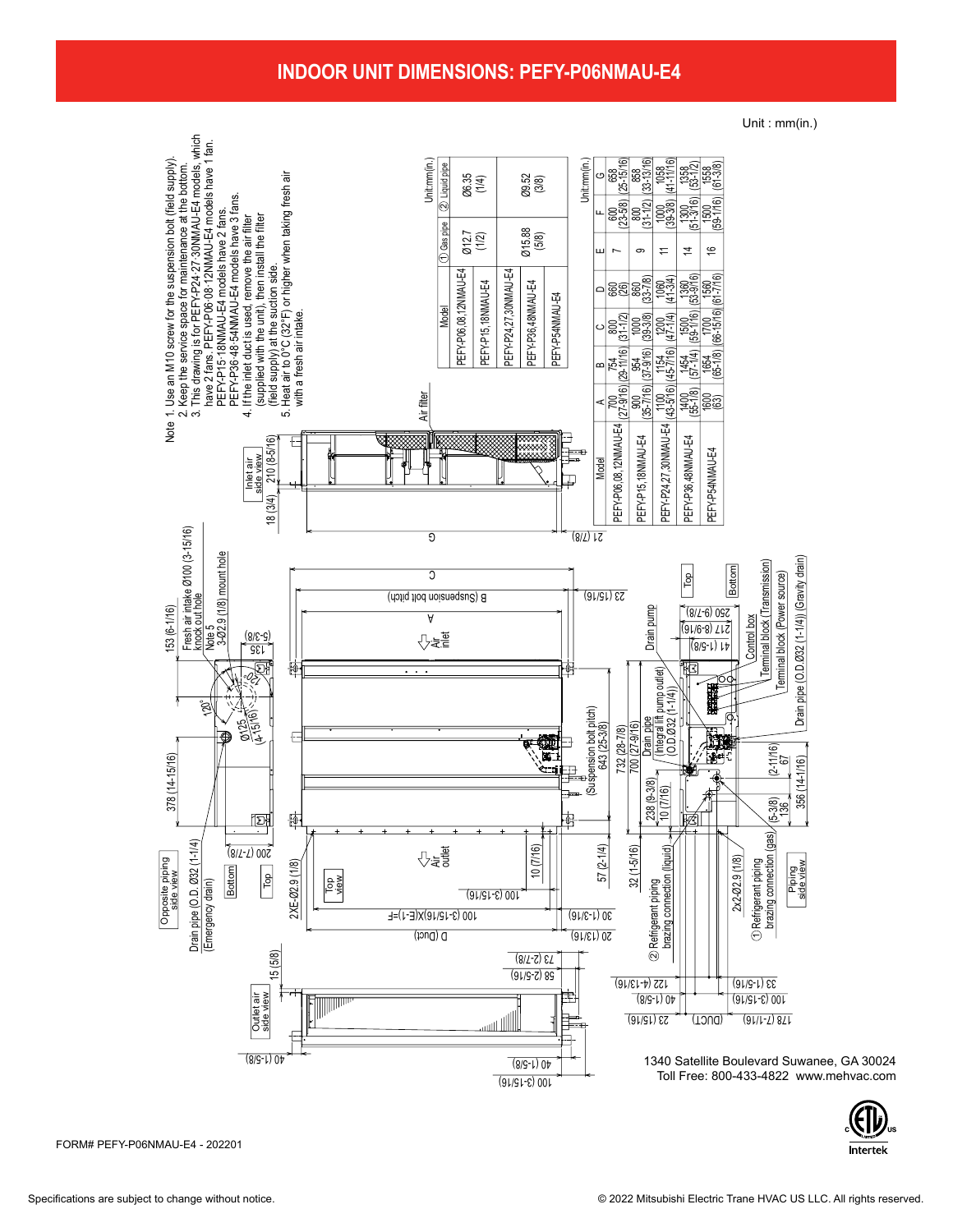# INDOOR UNIT DIMENSIONS: PEFY-P06NMAU-E4

Unit : mm(in.)

Note
1. Use an M10 screw for the suspension bolt (field supply).
2. Keep the service space for maintenance at the bottom.
3. This drawing is for PEFY-P24·27·30NMAU-E4 models, which have 2 fans. PEFY-P06·08·12NMAU-E4 models have 1 fan. PEFY-P15·18NMAU-E4 models have 2 fans. PEFY-P36·48·54NMAU-E4 models have 3 fans.
4. If the inlet duct is used, remove the air filter (supplied with the unit), then install the filter (field supply) at the suction side.
5. Heat air to 0°C (32°F) or higher when taking fresh air with a fresh air intake.

Unit:mm(in.)

| Model | ① Gas pipe | ② Liquid pipe |
| --- | --- | --- |
| PEFY-P06,08,12NMAU-E4 | Ø12.7 (1/2) | Ø6.35 (1/4) |
| PEFY-P15,18NMAU-E4 | | |
| PEFY-P24,27,30NMAU-E4 | Ø15.88 (5/8) | Ø9.52 (3/8) |
| PEFY-P36,48NMAU-E4 | | |
| PEFY-P54NMAU-E4 | | |

Unit:mm(in.)

| Model | A | B | C | D | E | F | G |
| --- | --- | --- | --- | --- | --- | --- | --- |
| PEFY-P06,08,12NMAU-E4 | 700 (27-9/16) | 754 (29-11/16) | 800 (31-1/2) | 660 (26) | 7 | 600 (23-5/8) | 658 (25-15/16) |
| PEFY-P15,18NMAU-E4 | 900 (35-7/16) | 954 (37-9/16) | 1000 (39-3/8) | 860 (33-7/8) | 9 | 800 (31-1/2) | 858 (33-13/16) |
| PEFY-P24,27,30NMAU-E4 | 1100 (43-5/16) | 1154 (45-7/16) | 1200 (47-1/4) | 1060 (41-3/4) | 11 | 1000 (39-3/8) | 1058 (41-11/16) |
| PEFY-P36,48NMAU-E4 | 1400 (55-1/8) | 1454 (57-1/4) | 1500 (59-1/16) | 1360 (53-9/16) | 14 | 1300 (51-3/16) | 1358 (53-1/2) |
| PEFY-P54NMAU-E4 | 1600 (63) | 1654 (65-1/8) | 1700 (66-15/16) | 1560 (61-7/16) | 16 | 1500 (59-1/16) | 1558 (61-3/8) |

Opposite piping side view
Drain pipe (O.D. Ø32 (1-1/4)) (Emergency drain)
Top
Bottom
153 (6-1/16)
378 (14-15/16)
Fresh air intake Ø100 (3-15/16) knock out hole
Note 5
3-Ø2.9 (1/8) mount hole
Ø125 (4-15/16)
120°
135 (5-3/8)
200 (7-7/8)

Top view
2XE-Ø2.9 (1/8)
100 (3-15/16)
100 (3-15/16)X(E-1)=F
D (Duct)
Air outlet
Air inlet
A
B (Suspension bolt pitch)
C
G
10 (7/16)
57 (2-1/4)
30 (1-3/16)
20 (13/16)
23 (15/16)
21 (7/8)
(Suspension bolt pitch) 643 (25-3/8)
732 (28-7/8)
700 (27-9/16)

Inlet air side view
18 (3/4)
210 (8-5/16)
Air filter

Outlet air side view
15 (5/8)
73 (2-7/8)
58 (2-5/16)
40 (1-5/8)
40 (1-5/8)
100 (3-15/16)
122 (4-13/16)
40 (1-5/8)
23 (15/16)
(DUCT)
33 (1-5/16)
100 (3-15/16)
178 (7-1/16)

Piping side view
Drain pump
Drain pipe (Integral lift pump outlet) (O.D.Ø32 (1-1/4))
Control box
Terminal block (Transmission)
Terminal block (Power source)
Drain pipe (O.D.Ø32 (1-1/4)) (Gravity drain)
② Refrigerant piping brazing connection (liquid)
① Refrigerant piping brazing connection (gas)
2x2-Ø2.9 (1/8)
Top
Bottom
250 (9-7/8)
217 (8-9/16)
41 (1-5/8)
238 (9-3/8)
10 (7/16)
32 (1-5/16)
67 (2-11/16)
136 (5-3/8)
356 (14-1/16)

1340 Satellite Boulevard Suwanee, GA 30024
Toll Free: 800-433-4822 www.mehvac.com

Intertek

FORM# PEFY-P06NMAU-E4 - 202201

Specifications are subject to change without notice.

© 2022 Mitsubishi Electric Trane HVAC US LLC. All rights reserved.